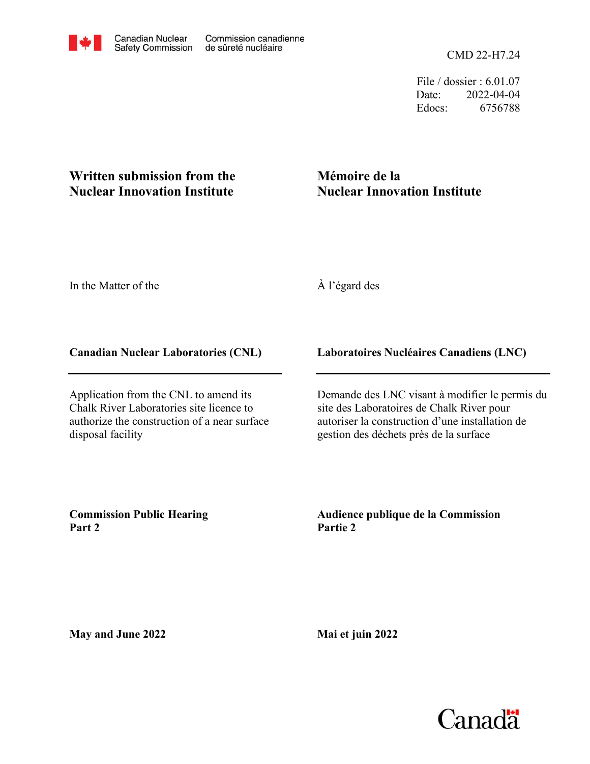Canadian Nuclear Safety Commission | Commission canadienne de sûreté nucléaire

CMD 22-H7.24

File / dossier : 6.01.07
Date: 2022-04-04
Edocs: 6756788

**Written submission from the Nuclear Innovation Institute**

**Mémoire de la Nuclear Innovation Institute**

In the Matter of the

À l'égard des

**Canadian Nuclear Laboratories (CNL)**

**Laboratoires Nucléaires Canadiens (LNC)**

Application from the CNL to amend its Chalk River Laboratories site licence to authorize the construction of a near surface disposal facility

Demande des LNC visant à modifier le permis du site des Laboratoires de Chalk River pour autoriser la construction d'une installation de gestion des déchets près de la surface

**Commission Public Hearing Part 2**

**Audience publique de la Commission Partie 2**

**May and June 2022**

**Mai et juin 2022**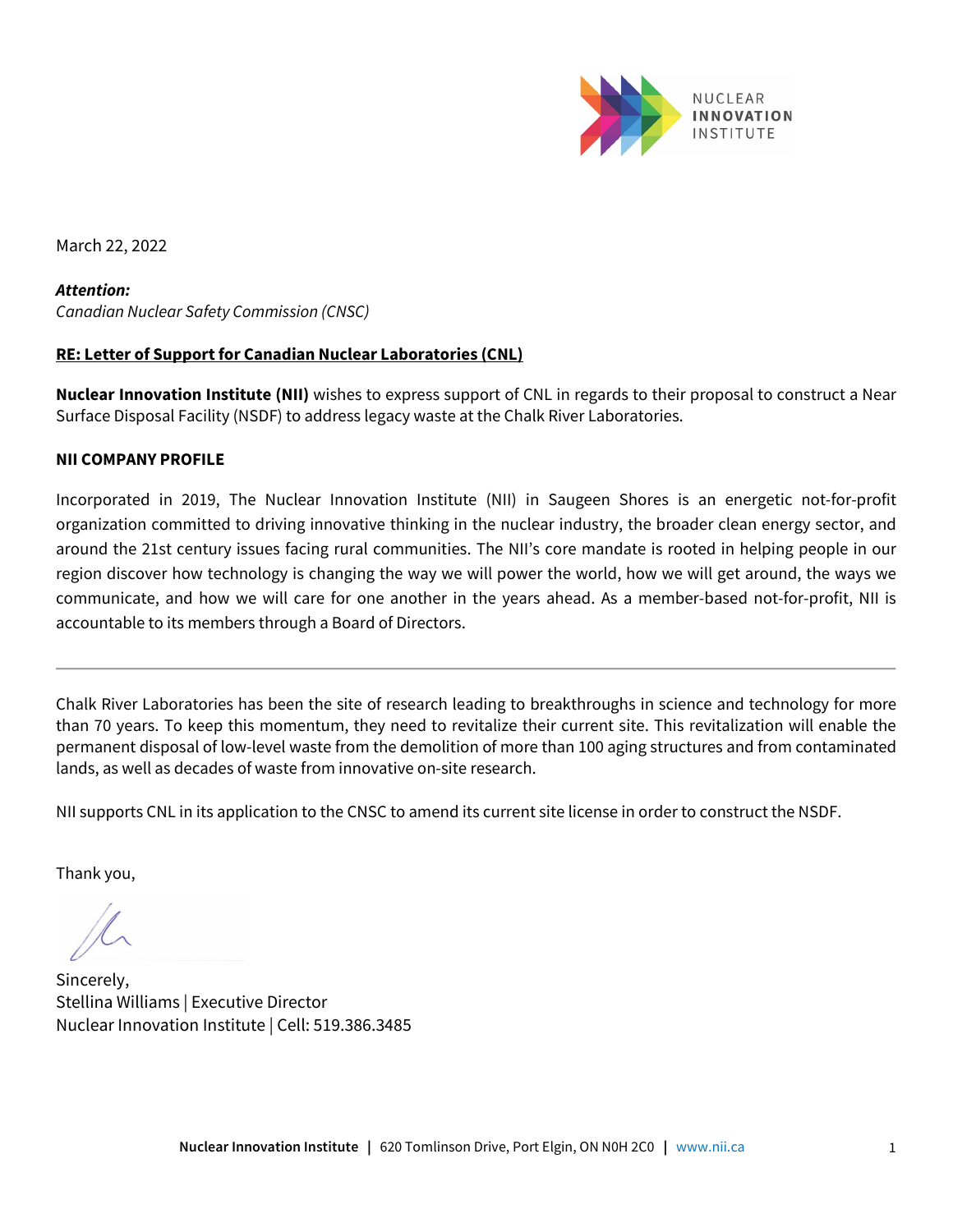March 22, 2022

***Attention:***
*Canadian Nuclear Safety Commission (CNSC)*

**RE: Letter of Support for Canadian Nuclear Laboratories (CNL)**

**Nuclear Innovation Institute (NII)** wishes to express support of CNL in regards to their proposal to construct a Near Surface Disposal Facility (NSDF) to address legacy waste at the Chalk River Laboratories.

**NII COMPANY PROFILE**

Incorporated in 2019, The Nuclear Innovation Institute (NII) in Saugeen Shores is an energetic not-for-profit organization committed to driving innovative thinking in the nuclear industry, the broader clean energy sector, and around the 21st century issues facing rural communities. The NII's core mandate is rooted in helping people in our region discover how technology is changing the way we will power the world, how we will get around, the ways we communicate, and how we will care for one another in the years ahead. As a member-based not-for-profit, NII is accountable to its members through a Board of Directors.

---

Chalk River Laboratories has been the site of research leading to breakthroughs in science and technology for more than 70 years. To keep this momentum, they need to revitalize their current site. This revitalization will enable the permanent disposal of low-level waste from the demolition of more than 100 aging structures and from contaminated lands, as well as decades of waste from innovative on-site research.

NII supports CNL in its application to the CNSC to amend its current site license in order to construct the NSDF.

Thank you,

Sincerely,
Stellina Williams | Executive Director
Nuclear Innovation Institute | Cell: 519.386.3485